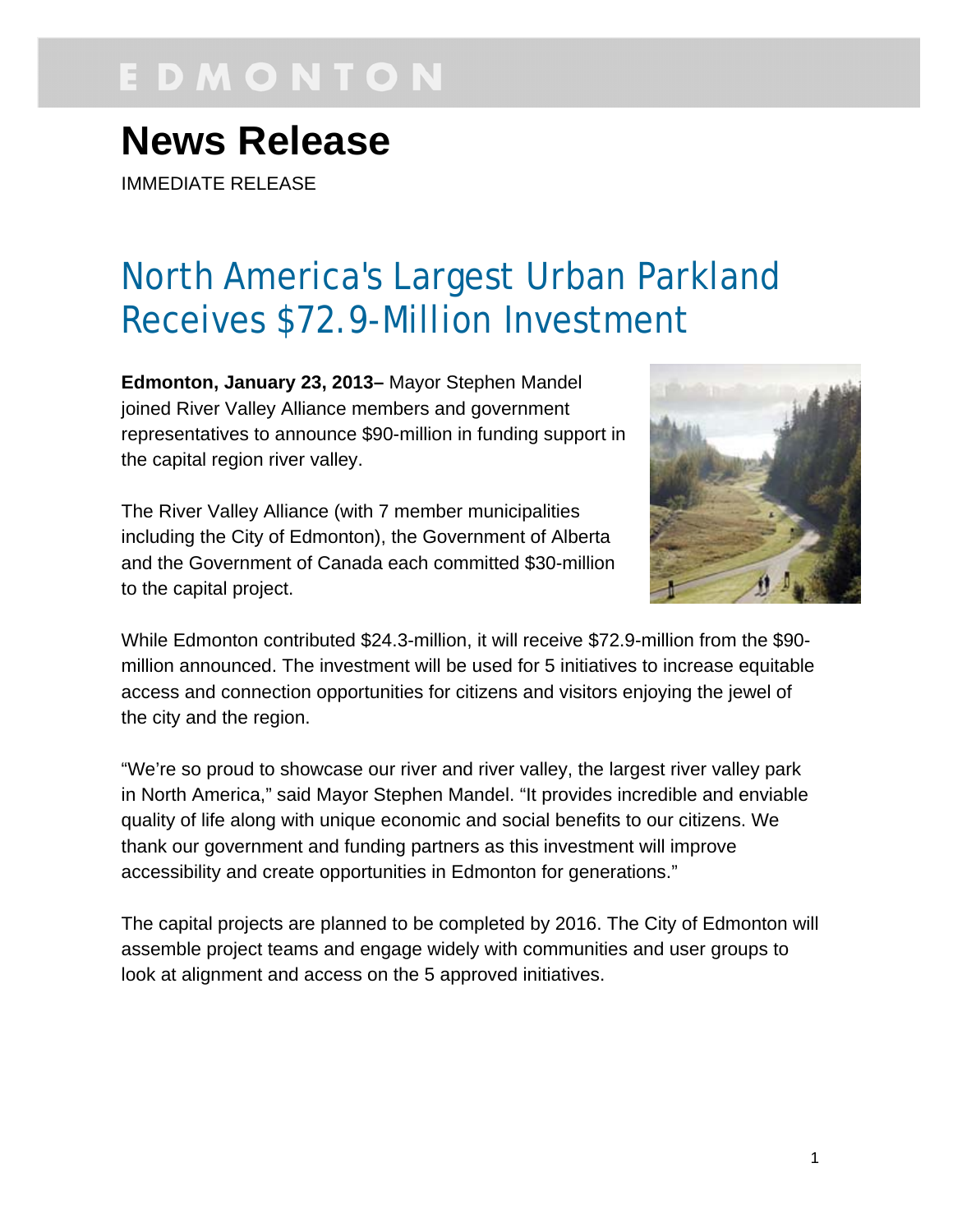EDMONTON

# News Release

IMMEDIATE RELEASE

## North America's Largest Urban Parkland Receives $72.9-Million Investment

**Edmonton, January 23, 2013–** Mayor Stephen Mandel joined River Valley Alliance members and government representatives to announce $90-million in funding support in the capital region river valley.

The River Valley Alliance (with 7 member municipalities including the City of Edmonton), the Government of Alberta and the Government of Canada each committed $30-million to the capital project.

While Edmonton contributed $24.3-million, it will receive $72.9-million from the $90-million announced. The investment will be used for 5 initiatives to increase equitable access and connection opportunities for citizens and visitors enjoying the jewel of the city and the region.

"We're so proud to showcase our river and river valley, the largest river valley park in North America," said Mayor Stephen Mandel. "It provides incredible and enviable quality of life along with unique economic and social benefits to our citizens. We thank our government and funding partners as this investment will improve accessibility and create opportunities in Edmonton for generations."

The capital projects are planned to be completed by 2016. The City of Edmonton will assemble project teams and engage widely with communities and user groups to look at alignment and access on the 5 approved initiatives.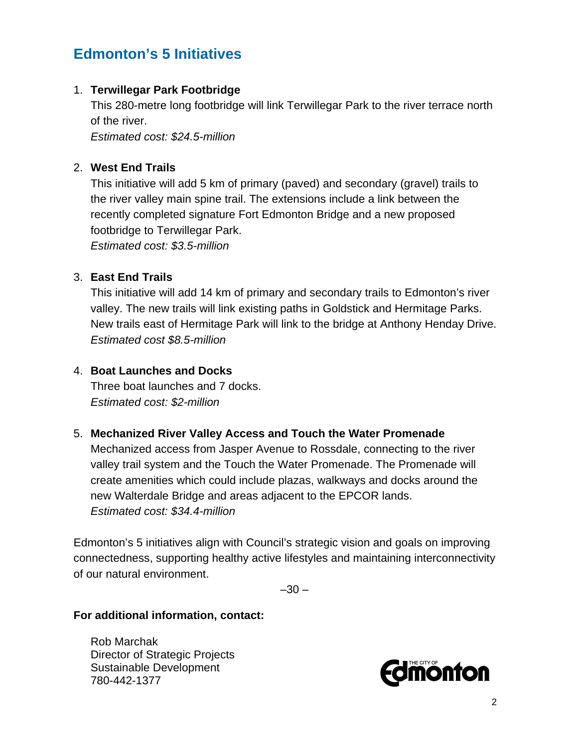## Edmonton's 5 Initiatives

1. **Terwillegar Park Footbridge**
   This 280-metre long footbridge will link Terwillegar Park to the river terrace north of the river.
   *Estimated cost: $24.5-million*

2. **West End Trails**
   This initiative will add 5 km of primary (paved) and secondary (gravel) trails to the river valley main spine trail. The extensions include a link between the recently completed signature Fort Edmonton Bridge and a new proposed footbridge to Terwillegar Park.
   *Estimated cost: $3.5-million*

3. **East End Trails**
   This initiative will add 14 km of primary and secondary trails to Edmonton's river valley. The new trails will link existing paths in Goldstick and Hermitage Parks. New trails east of Hermitage Park will link to the bridge at Anthony Henday Drive.
   *Estimated cost $8.5-million*

4. **Boat Launches and Docks**
   Three boat launches and 7 docks.
   *Estimated cost: $2-million*

5. **Mechanized River Valley Access and Touch the Water Promenade**
   Mechanized access from Jasper Avenue to Rossdale, connecting to the river valley trail system and the Touch the Water Promenade. The Promenade will create amenities which could include plazas, walkways and docks around the new Walterdale Bridge and areas adjacent to the EPCOR lands.
   *Estimated cost: $34.4-million*

Edmonton's 5 initiatives align with Council's strategic vision and goals on improving connectedness, supporting healthy active lifestyles and maintaining interconnectivity of our natural environment.

–30 –

**For additional information, contact:**

Rob Marchak
Director of Strategic Projects
Sustainable Development
780-442-1377

THE CITY OF Edmonton